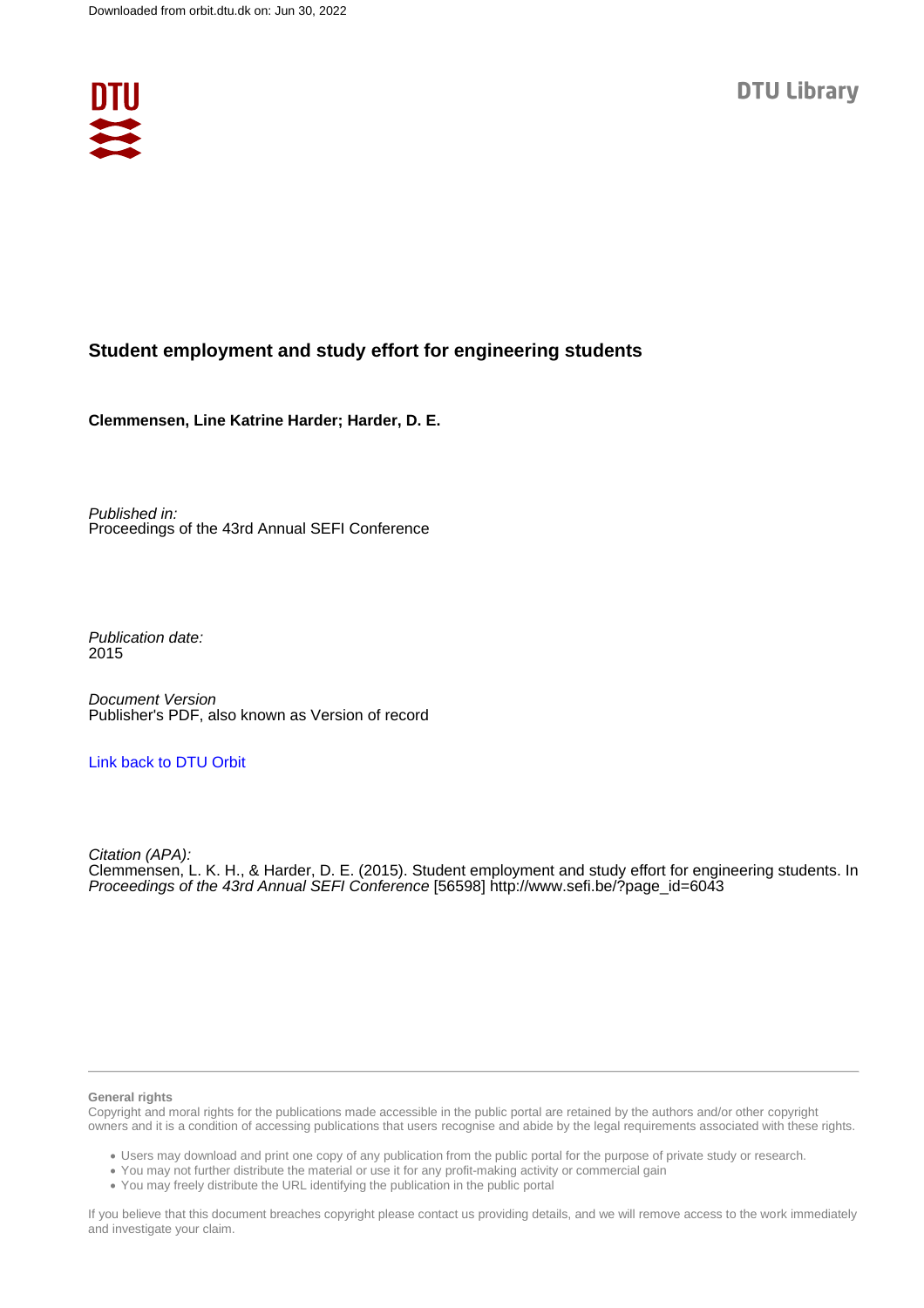Downloaded from orbit.dtu.dk on: Jun 30, 2022

DTU Library

# Student employment and study effort for engineering students

**Clemmensen, Line Katrine Harder; Harder, D. E.**

*Published in:*
Proceedings of the 43rd Annual SEFI Conference

*Publication date:*
2015

*Document Version*
Publisher's PDF, also known as Version of record

Link back to DTU Orbit

*Citation (APA):*
Clemmensen, L. K. H., & Harder, D. E. (2015). Student employment and study effort for engineering students. In *Proceedings of the 43rd Annual SEFI Conference* [56598] http://www.sefi.be/?page_id=6043

**General rights**
Copyright and moral rights for the publications made accessible in the public portal are retained by the authors and/or other copyright owners and it is a condition of accessing publications that users recognise and abide by the legal requirements associated with these rights.

- Users may download and print one copy of any publication from the public portal for the purpose of private study or research.
- You may not further distribute the material or use it for any profit-making activity or commercial gain
- You may freely distribute the URL identifying the publication in the public portal

If you believe that this document breaches copyright please contact us providing details, and we will remove access to the work immediately and investigate your claim.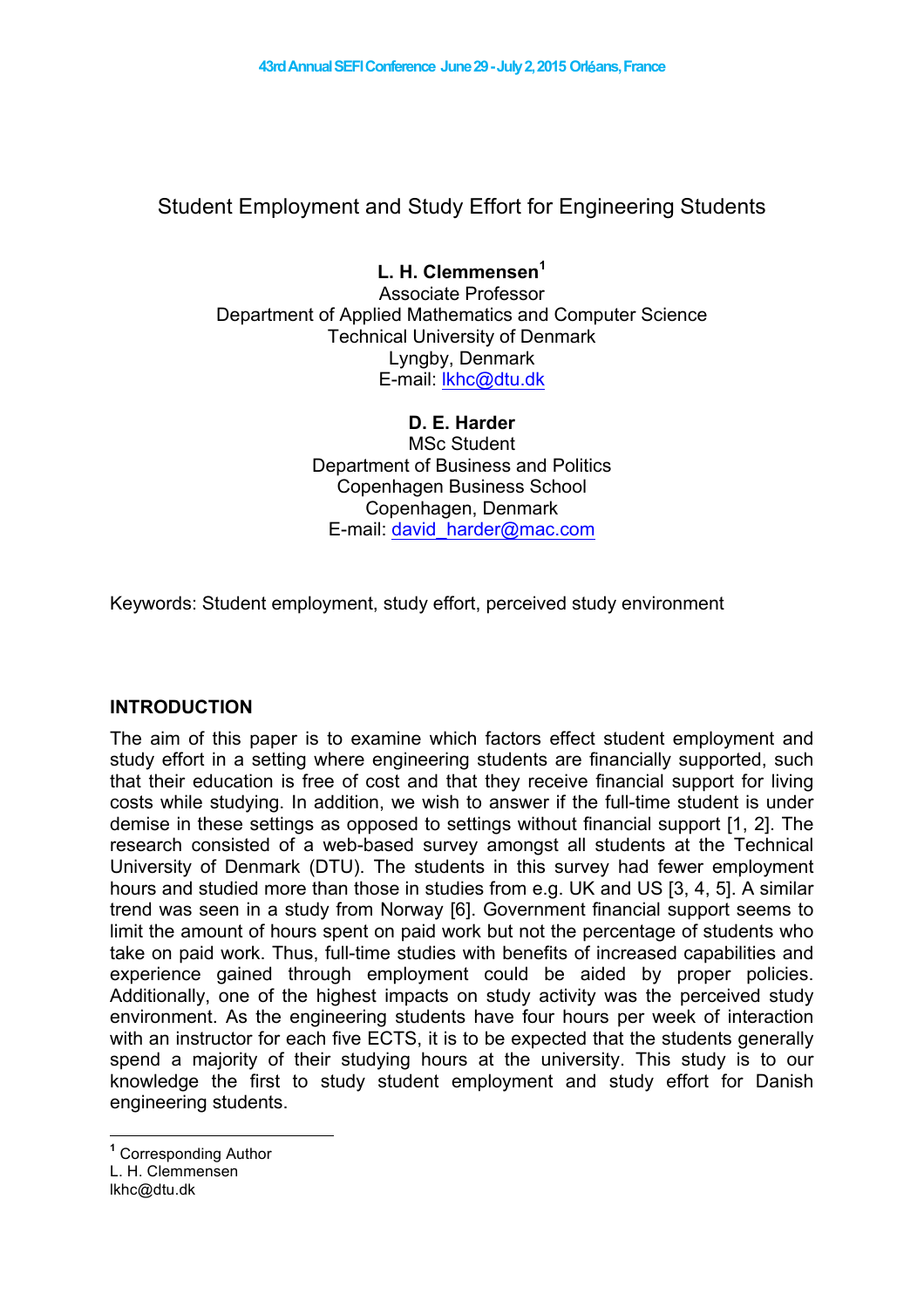# Student Employment and Study Effort for Engineering Students

**L. H. Clemmensen**[1]
Associate Professor
Department of Applied Mathematics and Computer Science
Technical University of Denmark
Lyngby, Denmark
E-mail: lkhc@dtu.dk

**D. E. Harder**
MSc Student
Department of Business and Politics
Copenhagen Business School
Copenhagen, Denmark
E-mail: david_harder@mac.com

Keywords: Student employment, study effort, perceived study environment

## INTRODUCTION

The aim of this paper is to examine which factors effect student employment and study effort in a setting where engineering students are financially supported, such that their education is free of cost and that they receive financial support for living costs while studying. In addition, we wish to answer if the full-time student is under demise in these settings as opposed to settings without financial support [1, 2]. The research consisted of a web-based survey amongst all students at the Technical University of Denmark (DTU). The students in this survey had fewer employment hours and studied more than those in studies from e.g. UK and US [3, 4, 5]. A similar trend was seen in a study from Norway [6]. Government financial support seems to limit the amount of hours spent on paid work but not the percentage of students who take on paid work. Thus, full-time studies with benefits of increased capabilities and experience gained through employment could be aided by proper policies. Additionally, one of the highest impacts on study activity was the perceived study environment. As the engineering students have four hours per week of interaction with an instructor for each five ECTS, it is to be expected that the students generally spend a majority of their studying hours at the university. This study is to our knowledge the first to study student employment and study effort for Danish engineering students.

---

[1] Corresponding Author
L. H. Clemmensen
lkhc@dtu.dk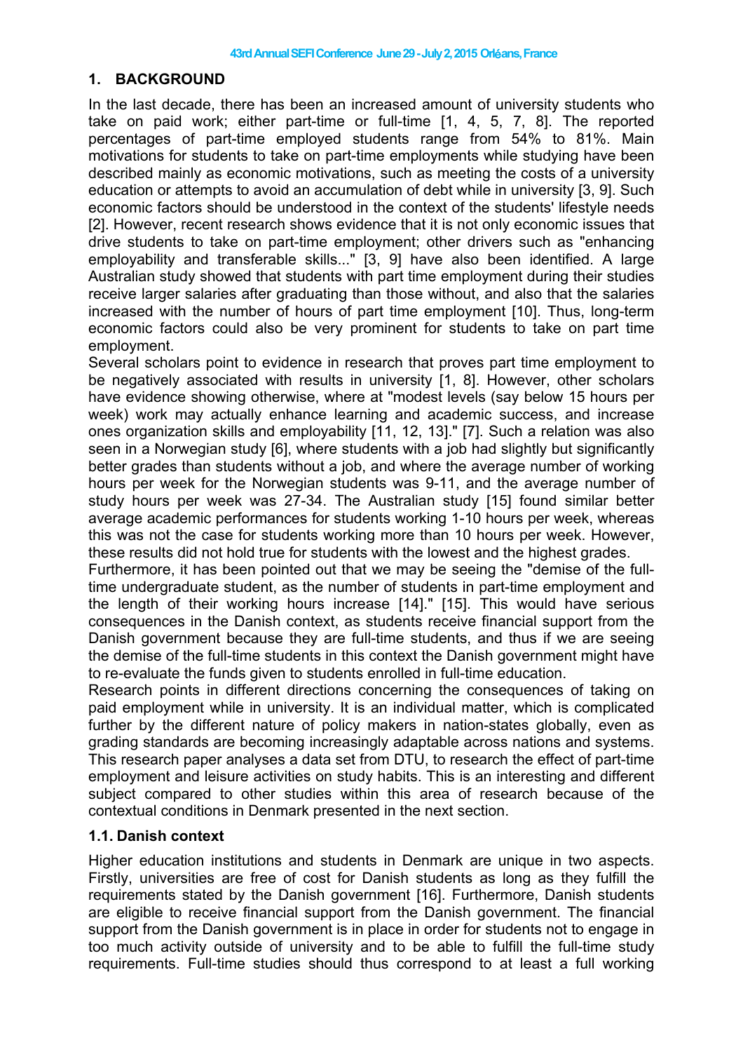## 1. BACKGROUND

In the last decade, there has been an increased amount of university students who take on paid work; either part-time or full-time [1, 4, 5, 7, 8]. The reported percentages of part-time employed students range from 54% to 81%. Main motivations for students to take on part-time employments while studying have been described mainly as economic motivations, such as meeting the costs of a university education or attempts to avoid an accumulation of debt while in university [3, 9]. Such economic factors should be understood in the context of the students' lifestyle needs [2]. However, recent research shows evidence that it is not only economic issues that drive students to take on part-time employment; other drivers such as "enhancing employability and transferable skills..." [3, 9] have also been identified. A large Australian study showed that students with part time employment during their studies receive larger salaries after graduating than those without, and also that the salaries increased with the number of hours of part time employment [10]. Thus, long-term economic factors could also be very prominent for students to take on part time employment.

Several scholars point to evidence in research that proves part time employment to be negatively associated with results in university [1, 8]. However, other scholars have evidence showing otherwise, where at "modest levels (say below 15 hours per week) work may actually enhance learning and academic success, and increase ones organization skills and employability [11, 12, 13]." [7]. Such a relation was also seen in a Norwegian study [6], where students with a job had slightly but significantly better grades than students without a job, and where the average number of working hours per week for the Norwegian students was 9-11, and the average number of study hours per week was 27-34. The Australian study [15] found similar better average academic performances for students working 1-10 hours per week, whereas this was not the case for students working more than 10 hours per week. However, these results did not hold true for students with the lowest and the highest grades.

Furthermore, it has been pointed out that we may be seeing the "demise of the full-time undergraduate student, as the number of students in part-time employment and the length of their working hours increase [14]." [15]. This would have serious consequences in the Danish context, as students receive financial support from the Danish government because they are full-time students, and thus if we are seeing the demise of the full-time students in this context the Danish government might have to re-evaluate the funds given to students enrolled in full-time education.

Research points in different directions concerning the consequences of taking on paid employment while in university. It is an individual matter, which is complicated further by the different nature of policy makers in nation-states globally, even as grading standards are becoming increasingly adaptable across nations and systems. This research paper analyses a data set from DTU, to research the effect of part-time employment and leisure activities on study habits. This is an interesting and different subject compared to other studies within this area of research because of the contextual conditions in Denmark presented in the next section.

### 1.1. Danish context

Higher education institutions and students in Denmark are unique in two aspects. Firstly, universities are free of cost for Danish students as long as they fulfill the requirements stated by the Danish government [16]. Furthermore, Danish students are eligible to receive financial support from the Danish government. The financial support from the Danish government is in place in order for students not to engage in too much activity outside of university and to be able to fulfill the full-time study requirements. Full-time studies should thus correspond to at least a full working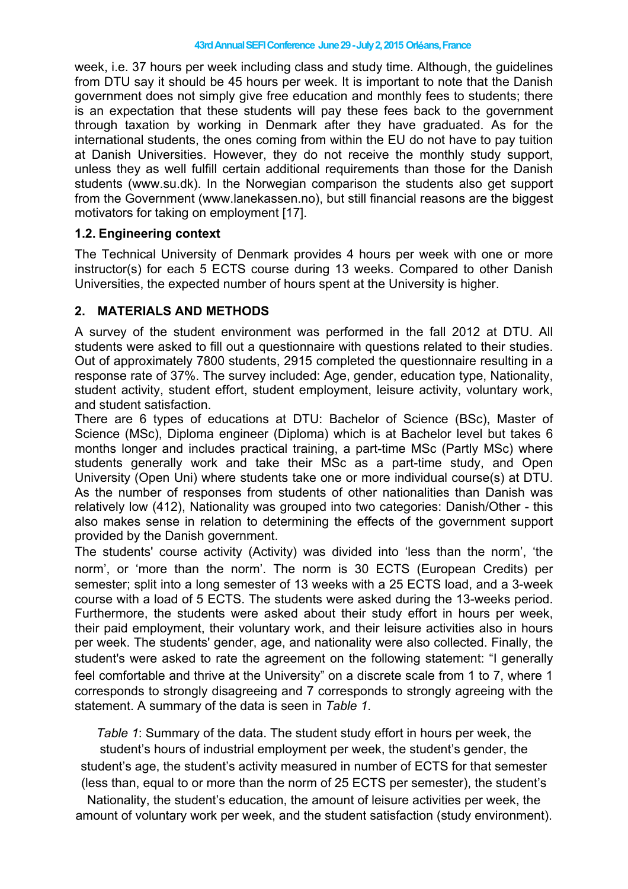week, i.e. 37 hours per week including class and study time. Although, the guidelines from DTU say it should be 45 hours per week. It is important to note that the Danish government does not simply give free education and monthly fees to students; there is an expectation that these students will pay these fees back to the government through taxation by working in Denmark after they have graduated. As for the international students, the ones coming from within the EU do not have to pay tuition at Danish Universities. However, they do not receive the monthly study support, unless they as well fulfill certain additional requirements than those for the Danish students (www.su.dk). In the Norwegian comparison the students also get support from the Government (www.lanekassen.no), but still financial reasons are the biggest motivators for taking on employment [17].

### 1.2. Engineering context

The Technical University of Denmark provides 4 hours per week with one or more instructor(s) for each 5 ECTS course during 13 weeks. Compared to other Danish Universities, the expected number of hours spent at the University is higher.

## 2. MATERIALS AND METHODS

A survey of the student environment was performed in the fall 2012 at DTU. All students were asked to fill out a questionnaire with questions related to their studies. Out of approximately 7800 students, 2915 completed the questionnaire resulting in a response rate of 37%. The survey included: Age, gender, education type, Nationality, student activity, student effort, student employment, leisure activity, voluntary work, and student satisfaction.

There are 6 types of educations at DTU: Bachelor of Science (BSc), Master of Science (MSc), Diploma engineer (Diploma) which is at Bachelor level but takes 6 months longer and includes practical training, a part-time MSc (Partly MSc) where students generally work and take their MSc as a part-time study, and Open University (Open Uni) where students take one or more individual course(s) at DTU. As the number of responses from students of other nationalities than Danish was relatively low (412), Nationality was grouped into two categories: Danish/Other - this also makes sense in relation to determining the effects of the government support provided by the Danish government.

The students' course activity (Activity) was divided into 'less than the norm', 'the norm', or 'more than the norm'. The norm is 30 ECTS (European Credits) per semester; split into a long semester of 13 weeks with a 25 ECTS load, and a 3-week course with a load of 5 ECTS. The students were asked during the 13-weeks period. Furthermore, the students were asked about their study effort in hours per week, their paid employment, their voluntary work, and their leisure activities also in hours per week. The students' gender, age, and nationality were also collected. Finally, the student's were asked to rate the agreement on the following statement: "I generally feel comfortable and thrive at the University" on a discrete scale from 1 to 7, where 1 corresponds to strongly disagreeing and 7 corresponds to strongly agreeing with the statement. A summary of the data is seen in *Table 1*.

*Table 1*: Summary of the data. The student study effort in hours per week, the student's hours of industrial employment per week, the student's gender, the student's age, the student's activity measured in number of ECTS for that semester (less than, equal to or more than the norm of 25 ECTS per semester), the student's Nationality, the student's education, the amount of leisure activities per week, the amount of voluntary work per week, and the student satisfaction (study environment).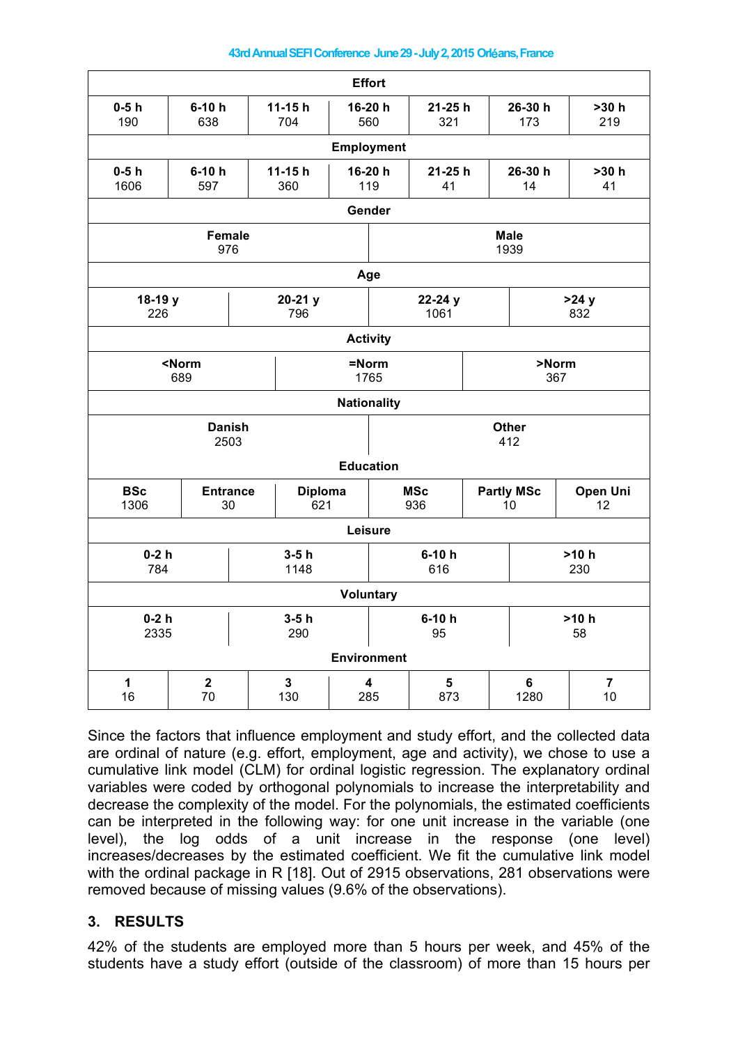| Effort | | | | | | |
|---|---|---|---|---|---|---|
| **0-5 h** 190 | **6-10 h** 638 | **11-15 h** 704 | **16-20 h** 560 | **21-25 h** 321 | **26-30 h** 173 | **>30 h** 219 |

| Employment | | | | | | |
|---|---|---|---|---|---|---|
| **0-5 h** 1606 | **6-10 h** 597 | **11-15 h** 360 | **16-20 h** 119 | **21-25 h** 41 | **26-30 h** 14 | **>30 h** 41 |

| Gender | |
|---|---|
| **Female** 976 | **Male** 1939 |

| Age | | | |
|---|---|---|---|
| **18-19 y** 226 | **20-21 y** 796 | **22-24 y** 1061 | **>24 y** 832 |

| Activity | | |
|---|---|---|
| **<Norm** 689 | **=Norm** 1765 | **>Norm** 367 |

| Nationality | |
|---|---|
| **Danish** 2503 | **Other** 412 |

| Education | | | | | |
|---|---|---|---|---|---|
| **BSc** 1306 | **Entrance** 30 | **Diploma** 621 | **MSc** 936 | **Partly MSc** 10 | **Open Uni** 12 |

| Leisure | | | |
|---|---|---|---|
| **0-2 h** 784 | **3-5 h** 1148 | **6-10 h** 616 | **>10 h** 230 |

| Voluntary | | | |
|---|---|---|---|
| **0-2 h** 2335 | **3-5 h** 290 | **6-10 h** 95 | **>10 h** 58 |

| Environment | | | | | | |
|---|---|---|---|---|---|---|
| **1** 16 | **2** 70 | **3** 130 | **4** 285 | **5** 873 | **6** 1280 | **7** 10 |

Since the factors that influence employment and study effort, and the collected data are ordinal of nature (e.g. effort, employment, age and activity), we chose to use a cumulative link model (CLM) for ordinal logistic regression. The explanatory ordinal variables were coded by orthogonal polynomials to increase the interpretability and decrease the complexity of the model. For the polynomials, the estimated coefficients can be interpreted in the following way: for one unit increase in the variable (one level), the log odds of a unit increase in the response (one level) increases/decreases by the estimated coefficient. We fit the cumulative link model with the ordinal package in R [18]. Out of 2915 observations, 281 observations were removed because of missing values (9.6% of the observations).

## 3. RESULTS

42% of the students are employed more than 5 hours per week, and 45% of the students have a study effort (outside of the classroom) of more than 15 hours per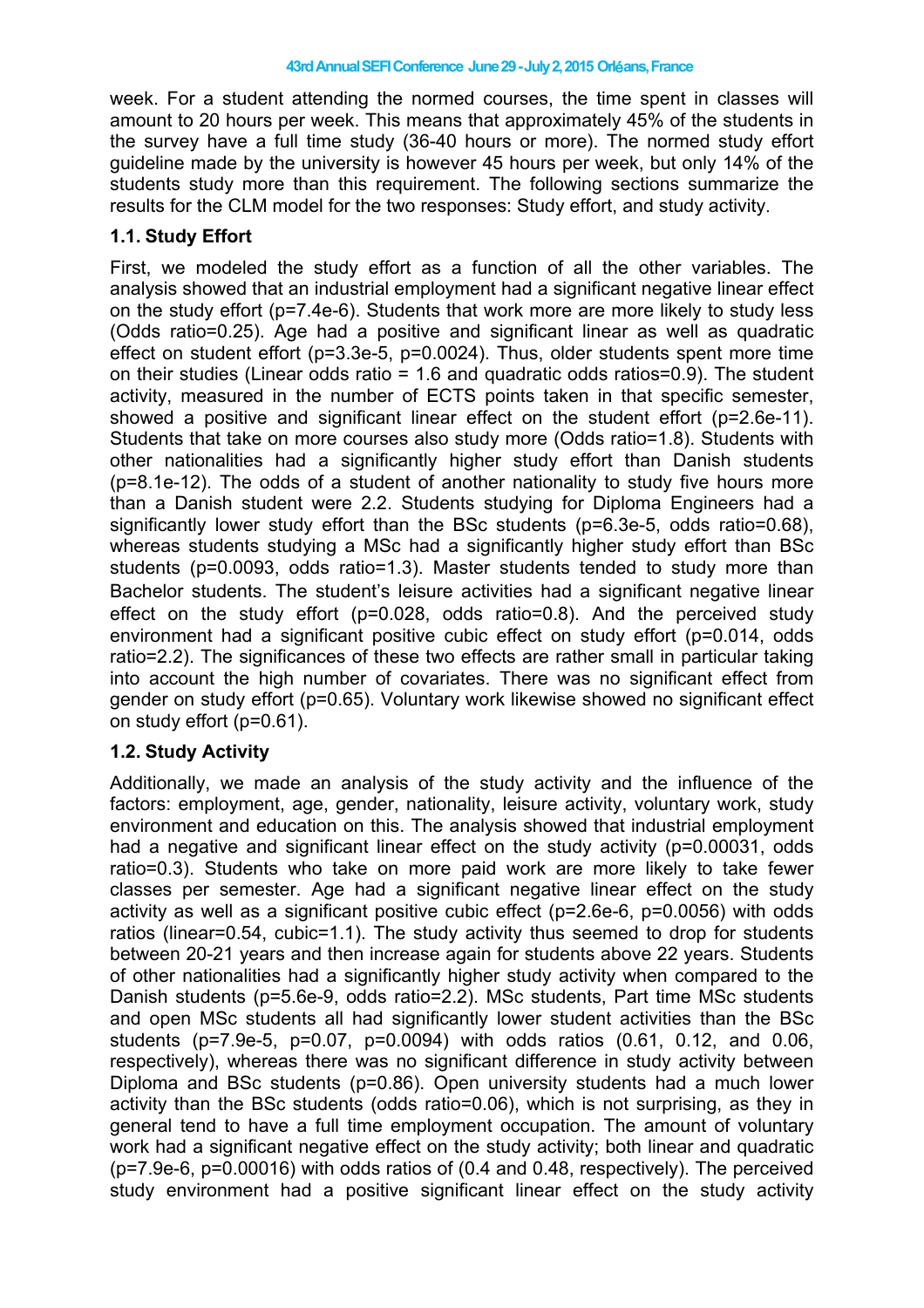week. For a student attending the normed courses, the time spent in classes will amount to 20 hours per week. This means that approximately 45% of the students in the survey have a full time study (36-40 hours or more). The normed study effort guideline made by the university is however 45 hours per week, but only 14% of the students study more than this requirement. The following sections summarize the results for the CLM model for the two responses: Study effort, and study activity.

### 1.1. Study Effort

First, we modeled the study effort as a function of all the other variables. The analysis showed that an industrial employment had a significant negative linear effect on the study effort (p=7.4e-6). Students that work more are more likely to study less (Odds ratio=0.25). Age had a positive and significant linear as well as quadratic effect on student effort (p=3.3e-5, p=0.0024). Thus, older students spent more time on their studies (Linear odds ratio = 1.6 and quadratic odds ratios=0.9). The student activity, measured in the number of ECTS points taken in that specific semester, showed a positive and significant linear effect on the student effort (p=2.6e-11). Students that take on more courses also study more (Odds ratio=1.8). Students with other nationalities had a significantly higher study effort than Danish students (p=8.1e-12). The odds of a student of another nationality to study five hours more than a Danish student were 2.2. Students studying for Diploma Engineers had a significantly lower study effort than the BSc students (p=6.3e-5, odds ratio=0.68), whereas students studying a MSc had a significantly higher study effort than BSc students (p=0.0093, odds ratio=1.3). Master students tended to study more than Bachelor students. The student's leisure activities had a significant negative linear effect on the study effort (p=0.028, odds ratio=0.8). And the perceived study environment had a significant positive cubic effect on study effort (p=0.014, odds ratio=2.2). The significances of these two effects are rather small in particular taking into account the high number of covariates. There was no significant effect from gender on study effort (p=0.65). Voluntary work likewise showed no significant effect on study effort (p=0.61).

### 1.2. Study Activity

Additionally, we made an analysis of the study activity and the influence of the factors: employment, age, gender, nationality, leisure activity, voluntary work, study environment and education on this. The analysis showed that industrial employment had a negative and significant linear effect on the study activity (p=0.00031, odds ratio=0.3). Students who take on more paid work are more likely to take fewer classes per semester. Age had a significant negative linear effect on the study activity as well as a significant positive cubic effect (p=2.6e-6, p=0.0056) with odds ratios (linear=0.54, cubic=1.1). The study activity thus seemed to drop for students between 20-21 years and then increase again for students above 22 years. Students of other nationalities had a significantly higher study activity when compared to the Danish students (p=5.6e-9, odds ratio=2.2). MSc students, Part time MSc students and open MSc students all had significantly lower student activities than the BSc students (p=7.9e-5, p=0.07, p=0.0094) with odds ratios (0.61, 0.12, and 0.06, respectively), whereas there was no significant difference in study activity between Diploma and BSc students (p=0.86). Open university students had a much lower activity than the BSc students (odds ratio=0.06), which is not surprising, as they in general tend to have a full time employment occupation. The amount of voluntary work had a significant negative effect on the study activity; both linear and quadratic (p=7.9e-6, p=0.00016) with odds ratios of (0.4 and 0.48, respectively). The perceived study environment had a positive significant linear effect on the study activity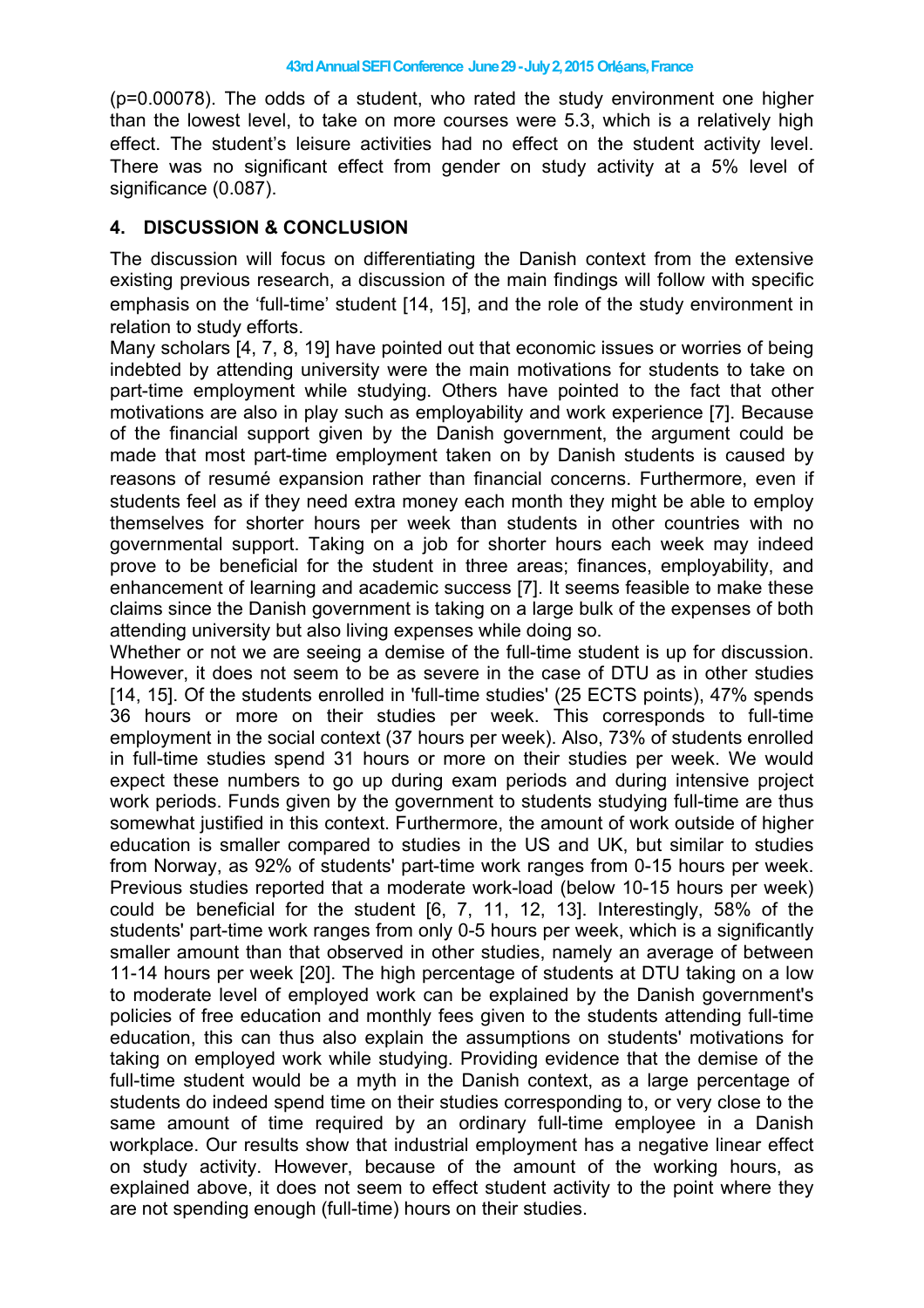(p=0.00078). The odds of a student, who rated the study environment one higher than the lowest level, to take on more courses were 5.3, which is a relatively high effect. The student's leisure activities had no effect on the student activity level. There was no significant effect from gender on study activity at a 5% level of significance (0.087).

## 4. DISCUSSION & CONCLUSION

The discussion will focus on differentiating the Danish context from the extensive existing previous research, a discussion of the main findings will follow with specific emphasis on the 'full-time' student [14, 15], and the role of the study environment in relation to study efforts.

Many scholars [4, 7, 8, 19] have pointed out that economic issues or worries of being indebted by attending university were the main motivations for students to take on part-time employment while studying. Others have pointed to the fact that other motivations are also in play such as employability and work experience [7]. Because of the financial support given by the Danish government, the argument could be made that most part-time employment taken on by Danish students is caused by reasons of resumé expansion rather than financial concerns. Furthermore, even if students feel as if they need extra money each month they might be able to employ themselves for shorter hours per week than students in other countries with no governmental support. Taking on a job for shorter hours each week may indeed prove to be beneficial for the student in three areas; finances, employability, and enhancement of learning and academic success [7]. It seems feasible to make these claims since the Danish government is taking on a large bulk of the expenses of both attending university but also living expenses while doing so.

Whether or not we are seeing a demise of the full-time student is up for discussion. However, it does not seem to be as severe in the case of DTU as in other studies [14, 15]. Of the students enrolled in 'full-time studies' (25 ECTS points), 47% spends 36 hours or more on their studies per week. This corresponds to full-time employment in the social context (37 hours per week). Also, 73% of students enrolled in full-time studies spend 31 hours or more on their studies per week. We would expect these numbers to go up during exam periods and during intensive project work periods. Funds given by the government to students studying full-time are thus somewhat justified in this context. Furthermore, the amount of work outside of higher education is smaller compared to studies in the US and UK, but similar to studies from Norway, as 92% of students' part-time work ranges from 0-15 hours per week. Previous studies reported that a moderate work-load (below 10-15 hours per week) could be beneficial for the student [6, 7, 11, 12, 13]. Interestingly, 58% of the students' part-time work ranges from only 0-5 hours per week, which is a significantly smaller amount than that observed in other studies, namely an average of between 11-14 hours per week [20]. The high percentage of students at DTU taking on a low to moderate level of employed work can be explained by the Danish government's policies of free education and monthly fees given to the students attending full-time education, this can thus also explain the assumptions on students' motivations for taking on employed work while studying. Providing evidence that the demise of the full-time student would be a myth in the Danish context, as a large percentage of students do indeed spend time on their studies corresponding to, or very close to the same amount of time required by an ordinary full-time employee in a Danish workplace. Our results show that industrial employment has a negative linear effect on study activity. However, because of the amount of the working hours, as explained above, it does not seem to effect student activity to the point where they are not spending enough (full-time) hours on their studies.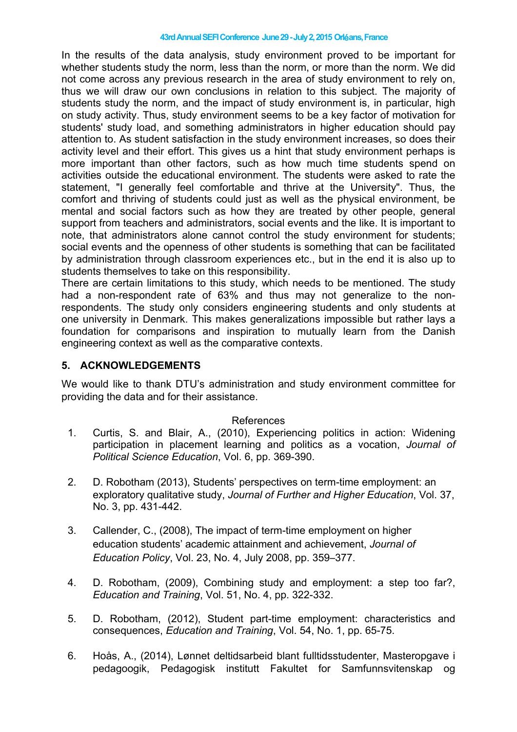In the results of the data analysis, study environment proved to be important for whether students study the norm, less than the norm, or more than the norm. We did not come across any previous research in the area of study environment to rely on, thus we will draw our own conclusions in relation to this subject. The majority of students study the norm, and the impact of study environment is, in particular, high on study activity. Thus, study environment seems to be a key factor of motivation for students' study load, and something administrators in higher education should pay attention to. As student satisfaction in the study environment increases, so does their activity level and their effort. This gives us a hint that study environment perhaps is more important than other factors, such as how much time students spend on activities outside the educational environment. The students were asked to rate the statement, "I generally feel comfortable and thrive at the University". Thus, the comfort and thriving of students could just as well as the physical environment, be mental and social factors such as how they are treated by other people, general support from teachers and administrators, social events and the like. It is important to note, that administrators alone cannot control the study environment for students; social events and the openness of other students is something that can be facilitated by administration through classroom experiences etc., but in the end it is also up to students themselves to take on this responsibility.

There are certain limitations to this study, which needs to be mentioned. The study had a non-respondent rate of 63% and thus may not generalize to the non-respondents. The study only considers engineering students and only students at one university in Denmark. This makes generalizations impossible but rather lays a foundation for comparisons and inspiration to mutually learn from the Danish engineering context as well as the comparative contexts.

## 5. ACKNOWLEDGEMENTS

We would like to thank DTU's administration and study environment committee for providing the data and for their assistance.

References

1. Curtis, S. and Blair, A., (2010), Experiencing politics in action: Widening participation in placement learning and politics as a vocation, *Journal of Political Science Education*, Vol. 6, pp. 369-390.

2. D. Robotham (2013), Students' perspectives on term-time employment: an exploratory qualitative study, *Journal of Further and Higher Education*, Vol. 37, No. 3, pp. 431-442.

3. Callender, C., (2008), The impact of term-time employment on higher education students' academic attainment and achievement, *Journal of Education Policy*, Vol. 23, No. 4, July 2008, pp. 359–377.

4. D. Robotham, (2009), Combining study and employment: a step too far?, *Education and Training*, Vol. 51, No. 4, pp. 322-332.

5. D. Robotham, (2012), Student part-time employment: characteristics and consequences, *Education and Training*, Vol. 54, No. 1, pp. 65-75.

6. Hoås, A., (2014), Lønnet deltidsarbeid blant fulltidsstudenter, Masteropgave i pedagoogik, Pedagogisk institutt Fakultet for Samfunnsvitenskap og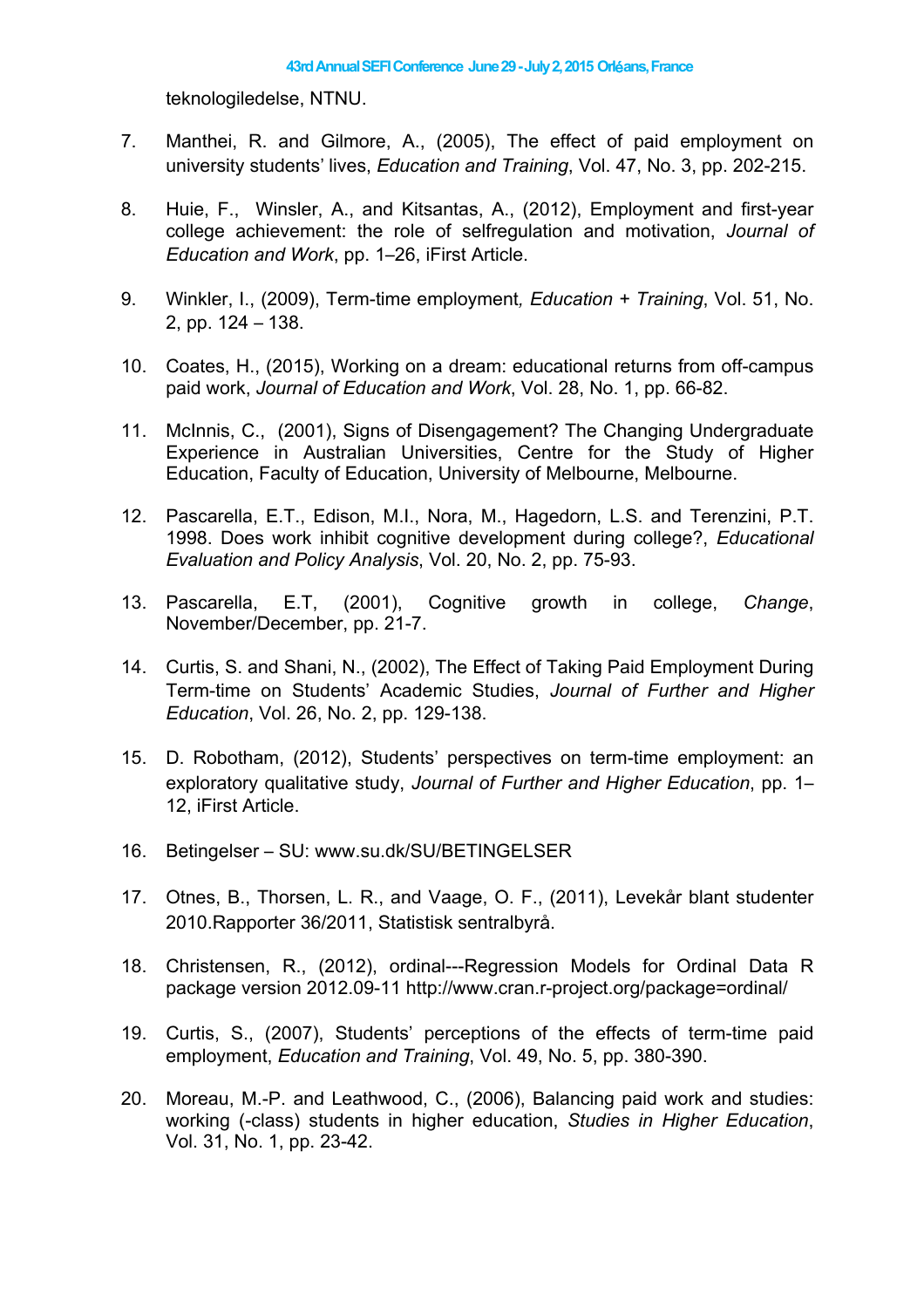teknologiledelse, NTNU.

7. Manthei, R. and Gilmore, A., (2005), The effect of paid employment on university students' lives, *Education and Training*, Vol. 47, No. 3, pp. 202-215.

8. Huie, F., Winsler, A., and Kitsantas, A., (2012), Employment and first-year college achievement: the role of selfregulation and motivation, *Journal of Education and Work*, pp. 1–26, iFirst Article.

9. Winkler, I., (2009), Term-time employment, *Education + Training*, Vol. 51, No. 2, pp. 124 – 138.

10. Coates, H., (2015), Working on a dream: educational returns from off-campus paid work, *Journal of Education and Work*, Vol. 28, No. 1, pp. 66-82.

11. McInnis, C., (2001), Signs of Disengagement? The Changing Undergraduate Experience in Australian Universities, Centre for the Study of Higher Education, Faculty of Education, University of Melbourne, Melbourne.

12. Pascarella, E.T., Edison, M.I., Nora, M., Hagedorn, L.S. and Terenzini, P.T. 1998. Does work inhibit cognitive development during college?, *Educational Evaluation and Policy Analysis*, Vol. 20, No. 2, pp. 75-93.

13. Pascarella, E.T, (2001), Cognitive growth in college, *Change*, November/December, pp. 21-7.

14. Curtis, S. and Shani, N., (2002), The Effect of Taking Paid Employment During Term-time on Students' Academic Studies, *Journal of Further and Higher Education*, Vol. 26, No. 2, pp. 129-138.

15. D. Robotham, (2012), Students' perspectives on term-time employment: an exploratory qualitative study, *Journal of Further and Higher Education*, pp. 1–12, iFirst Article.

16. Betingelser – SU: www.su.dk/SU/BETINGELSER

17. Otnes, B., Thorsen, L. R., and Vaage, O. F., (2011), Levekår blant studenter 2010.Rapporter 36/2011, Statistisk sentralbyrå.

18. Christensen, R., (2012), ordinal---Regression Models for Ordinal Data R package version 2012.09-11 http://www.cran.r-project.org/package=ordinal/

19. Curtis, S., (2007), Students' perceptions of the effects of term-time paid employment, *Education and Training*, Vol. 49, No. 5, pp. 380-390.

20. Moreau, M.-P. and Leathwood, C., (2006), Balancing paid work and studies: working (-class) students in higher education, *Studies in Higher Education*, Vol. 31, No. 1, pp. 23-42.